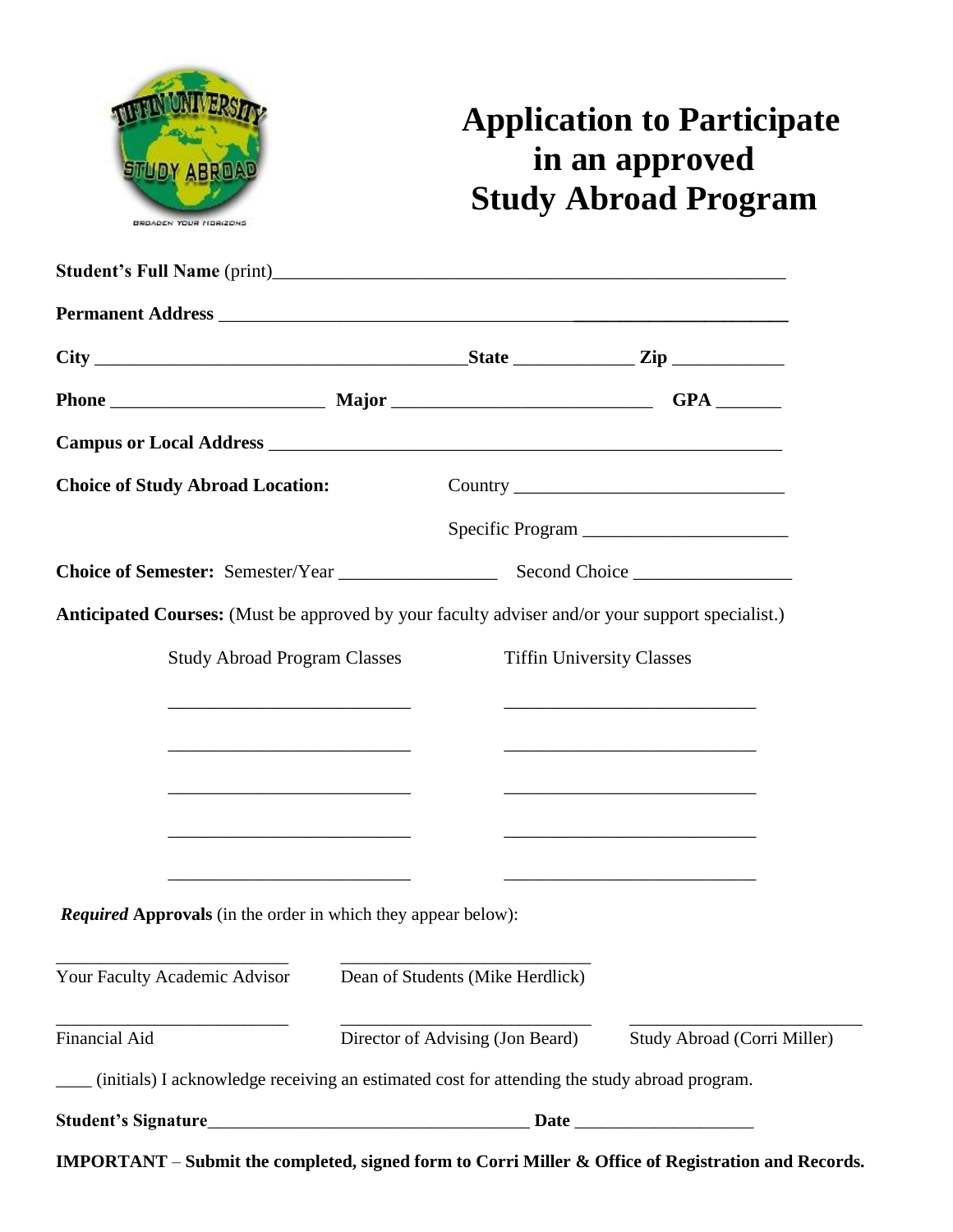# Application to Participate in an approved Study Abroad Program

**Student's Full Name** (print)________________________________________________________

**Permanent Address** _____________________________________________________________

**City** ________________________________________**State** _____________ **Zip** ____________

**Phone** _______________________ **Major** ____________________________ **GPA** _______

**Campus or Local Address** ________________________________________________________

**Choice of Study Abroad Location:** Country _____________________________

Specific Program ______________________

**Choice of Semester:** Semester/Year _________________ Second Choice _________________

**Anticipated Courses:** (Must be approved by your faculty adviser and/or your support specialist.)

| Study Abroad Program Classes | Tiffin University Classes |
|---|---|
| __________________________ | ___________________________ |
| __________________________ | ___________________________ |
| __________________________ | ___________________________ |
| __________________________ | ___________________________ |
| __________________________ | ___________________________ |

***Required*** **Approvals** (in the order in which they appear below):

__________________________ Your Faculty Academic Advisor

____________________________ Dean of Students (Mike Herdlick)

__________________________ Financial Aid

____________________________ Director of Advising (Jon Beard)

__________________________ Study Abroad (Corri Miller)

____ (initials) I acknowledge receiving an estimated cost for attending the study abroad program.

**Student's Signature**____________________________________ **Date** ___________________

**IMPORTANT** – **Submit the completed, signed form to Corri Miller & Office of Registration and Records.**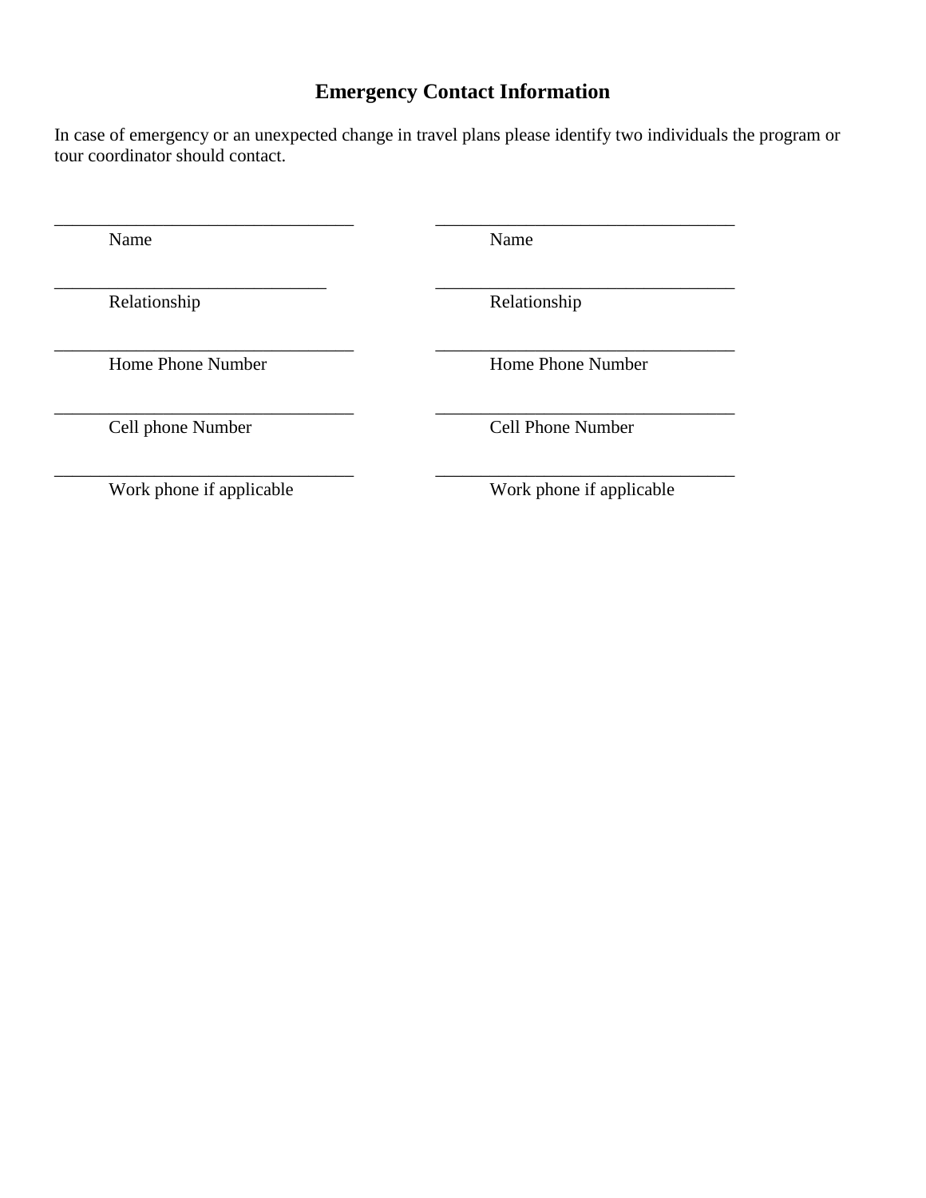# Emergency Contact Information

In case of emergency or an unexpected change in travel plans please identify two individuals the program or tour coordinator should contact.

| Contact 1 | Contact 2 |
|---|---|
| ______________________________ | ______________________________ |
| Name | Name |
| ______________________________ | ______________________________ |
| Relationship | Relationship |
| ______________________________ | ______________________________ |
| Home Phone Number | Home Phone Number |
| ______________________________ | ______________________________ |
| Cell phone Number | Cell Phone Number |
| ______________________________ | ______________________________ |
| Work phone if applicable | Work phone if applicable |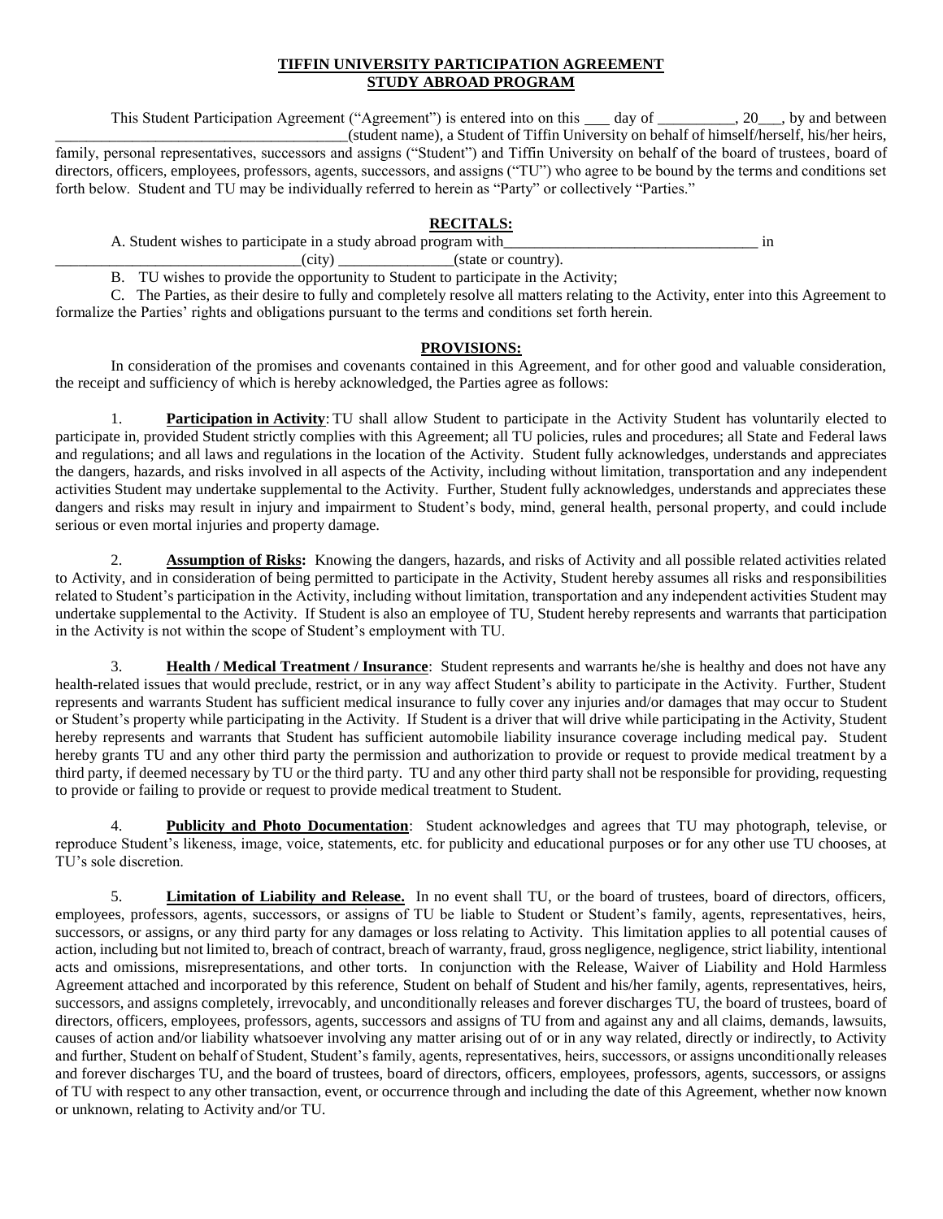**TIFFIN UNIVERSITY PARTICIPATION AGREEMENT**
**STUDY ABROAD PROGRAM**

This Student Participation Agreement ("Agreement") is entered into on this ___ day of __________, 20___, by and between ______________________________________(student name), a Student of Tiffin University on behalf of himself/herself, his/her heirs, family, personal representatives, successors and assigns ("Student") and Tiffin University on behalf of the board of trustees, board of directors, officers, employees, professors, agents, successors, and assigns ("TU") who agree to be bound by the terms and conditions set forth below. Student and TU may be individually referred to herein as "Party" or collectively "Parties."

**RECITALS:**

A. Student wishes to participate in a study abroad program with_________________________________ in _______________________________(city) _______________(state or country).

B. TU wishes to provide the opportunity to Student to participate in the Activity;

C. The Parties, as their desire to fully and completely resolve all matters relating to the Activity, enter into this Agreement to formalize the Parties' rights and obligations pursuant to the terms and conditions set forth herein.

**PROVISIONS:**

In consideration of the promises and covenants contained in this Agreement, and for other good and valuable consideration, the receipt and sufficiency of which is hereby acknowledged, the Parties agree as follows:

1. **Participation in Activity**: TU shall allow Student to participate in the Activity Student has voluntarily elected to participate in, provided Student strictly complies with this Agreement; all TU policies, rules and procedures; all State and Federal laws and regulations; and all laws and regulations in the location of the Activity. Student fully acknowledges, understands and appreciates the dangers, hazards, and risks involved in all aspects of the Activity, including without limitation, transportation and any independent activities Student may undertake supplemental to the Activity. Further, Student fully acknowledges, understands and appreciates these dangers and risks may result in injury and impairment to Student's body, mind, general health, personal property, and could include serious or even mortal injuries and property damage.

2. **Assumption of Risks:** Knowing the dangers, hazards, and risks of Activity and all possible related activities related to Activity, and in consideration of being permitted to participate in the Activity, Student hereby assumes all risks and responsibilities related to Student's participation in the Activity, including without limitation, transportation and any independent activities Student may undertake supplemental to the Activity. If Student is also an employee of TU, Student hereby represents and warrants that participation in the Activity is not within the scope of Student's employment with TU.

3. **Health / Medical Treatment / Insurance**: Student represents and warrants he/she is healthy and does not have any health-related issues that would preclude, restrict, or in any way affect Student's ability to participate in the Activity. Further, Student represents and warrants Student has sufficient medical insurance to fully cover any injuries and/or damages that may occur to Student or Student's property while participating in the Activity. If Student is a driver that will drive while participating in the Activity, Student hereby represents and warrants that Student has sufficient automobile liability insurance coverage including medical pay. Student hereby grants TU and any other third party the permission and authorization to provide or request to provide medical treatment by a third party, if deemed necessary by TU or the third party. TU and any other third party shall not be responsible for providing, requesting to provide or failing to provide or request to provide medical treatment to Student.

4. **Publicity and Photo Documentation**: Student acknowledges and agrees that TU may photograph, televise, or reproduce Student's likeness, image, voice, statements, etc. for publicity and educational purposes or for any other use TU chooses, at TU's sole discretion.

5. **Limitation of Liability and Release.** In no event shall TU, or the board of trustees, board of directors, officers, employees, professors, agents, successors, or assigns of TU be liable to Student or Student's family, agents, representatives, heirs, successors, or assigns, or any third party for any damages or loss relating to Activity. This limitation applies to all potential causes of action, including but not limited to, breach of contract, breach of warranty, fraud, gross negligence, negligence, strict liability, intentional acts and omissions, misrepresentations, and other torts. In conjunction with the Release, Waiver of Liability and Hold Harmless Agreement attached and incorporated by this reference, Student on behalf of Student and his/her family, agents, representatives, heirs, successors, and assigns completely, irrevocably, and unconditionally releases and forever discharges TU, the board of trustees, board of directors, officers, employees, professors, agents, successors and assigns of TU from and against any and all claims, demands, lawsuits, causes of action and/or liability whatsoever involving any matter arising out of or in any way related, directly or indirectly, to Activity and further, Student on behalf of Student, Student's family, agents, representatives, heirs, successors, or assigns unconditionally releases and forever discharges TU, and the board of trustees, board of directors, officers, employees, professors, agents, successors, or assigns of TU with respect to any other transaction, event, or occurrence through and including the date of this Agreement, whether now known or unknown, relating to Activity and/or TU.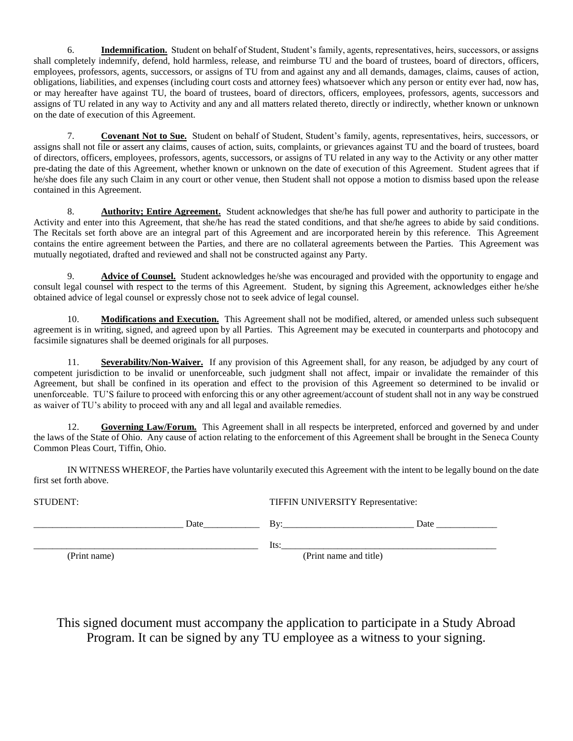6. **Indemnification.** Student on behalf of Student, Student's family, agents, representatives, heirs, successors, or assigns shall completely indemnify, defend, hold harmless, release, and reimburse TU and the board of trustees, board of directors, officers, employees, professors, agents, successors, or assigns of TU from and against any and all demands, damages, claims, causes of action, obligations, liabilities, and expenses (including court costs and attorney fees) whatsoever which any person or entity ever had, now has, or may hereafter have against TU, the board of trustees, board of directors, officers, employees, professors, agents, successors and assigns of TU related in any way to Activity and any and all matters related thereto, directly or indirectly, whether known or unknown on the date of execution of this Agreement.

7. **Covenant Not to Sue.** Student on behalf of Student, Student's family, agents, representatives, heirs, successors, or assigns shall not file or assert any claims, causes of action, suits, complaints, or grievances against TU and the board of trustees, board of directors, officers, employees, professors, agents, successors, or assigns of TU related in any way to the Activity or any other matter pre-dating the date of this Agreement, whether known or unknown on the date of execution of this Agreement. Student agrees that if he/she does file any such Claim in any court or other venue, then Student shall not oppose a motion to dismiss based upon the release contained in this Agreement.

8. **Authority; Entire Agreement.** Student acknowledges that she/he has full power and authority to participate in the Activity and enter into this Agreement, that she/he has read the stated conditions, and that she/he agrees to abide by said conditions. The Recitals set forth above are an integral part of this Agreement and are incorporated herein by this reference. This Agreement contains the entire agreement between the Parties, and there are no collateral agreements between the Parties. This Agreement was mutually negotiated, drafted and reviewed and shall not be constructed against any Party.

9. **Advice of Counsel.** Student acknowledges he/she was encouraged and provided with the opportunity to engage and consult legal counsel with respect to the terms of this Agreement. Student, by signing this Agreement, acknowledges either he/she obtained advice of legal counsel or expressly chose not to seek advice of legal counsel.

10. **Modifications and Execution.** This Agreement shall not be modified, altered, or amended unless such subsequent agreement is in writing, signed, and agreed upon by all Parties. This Agreement may be executed in counterparts and photocopy and facsimile signatures shall be deemed originals for all purposes.

11. **Severability/Non-Waiver.** If any provision of this Agreement shall, for any reason, be adjudged by any court of competent jurisdiction to be invalid or unenforceable, such judgment shall not affect, impair or invalidate the remainder of this Agreement, but shall be confined in its operation and effect to the provision of this Agreement so determined to be invalid or unenforceable. TU'S failure to proceed with enforcing this or any other agreement/account of student shall not in any way be construed as waiver of TU's ability to proceed with any and all legal and available remedies.

12. **Governing Law/Forum.** This Agreement shall in all respects be interpreted, enforced and governed by and under the laws of the State of Ohio. Any cause of action relating to the enforcement of this Agreement shall be brought in the Seneca County Common Pleas Court, Tiffin, Ohio.

IN WITNESS WHEREOF, the Parties have voluntarily executed this Agreement with the intent to be legally bound on the date first set forth above.

STUDENT:

_______________________________ Date___________

_______________________________________________
(Print name)

TIFFIN UNIVERSITY Representative:

By:___________________________ Date _____________

Its:_______________________________________________
(Print name and title)

This signed document must accompany the application to participate in a Study Abroad Program. It can be signed by any TU employee as a witness to your signing.